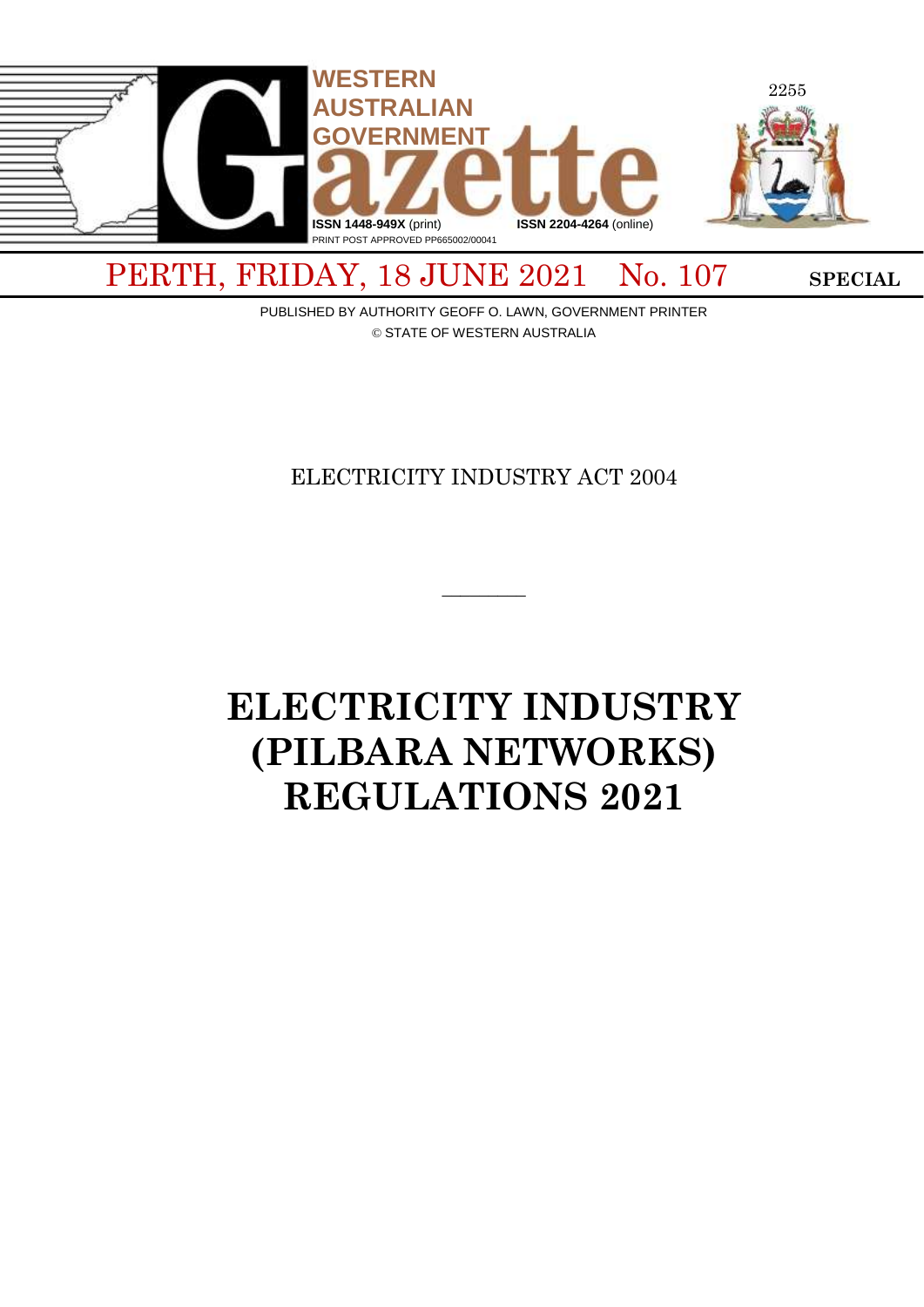# WESTERN AUSTRALIAN GOVERNMENT Gazette

ISSN 1448-949X (print) ISSN 2204-4264 (online)

PRINT POST APPROVED PP665002/00041

PERTH, FRIDAY, 18 JUNE 2021 No. 107 SPECIAL

PUBLISHED BY AUTHORITY GEOFF O. LAWN, GOVERNMENT PRINTER

© STATE OF WESTERN AUSTRALIA

ELECTRICITY INDUSTRY ACT 2004

---

# ELECTRICITY INDUSTRY (PILBARA NETWORKS) REGULATIONS 2021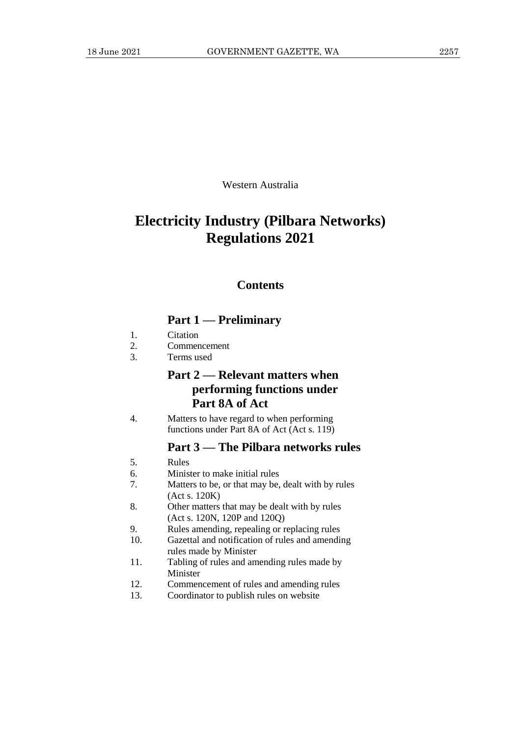Western Australia

# Electricity Industry (Pilbara Networks) Regulations 2021

## Contents

### Part 1 — Preliminary

1. Citation
2. Commencement
3. Terms used

### Part 2 — Relevant matters when performing functions under Part 8A of Act

4. Matters to have regard to when performing functions under Part 8A of Act (Act s. 119)

### Part 3 — The Pilbara networks rules

5. Rules
6. Minister to make initial rules
7. Matters to be, or that may be, dealt with by rules (Act s. 120K)
8. Other matters that may be dealt with by rules (Act s. 120N, 120P and 120Q)
9. Rules amending, repealing or replacing rules
10. Gazettal and notification of rules and amending rules made by Minister
11. Tabling of rules and amending rules made by Minister
12. Commencement of rules and amending rules
13. Coordinator to publish rules on website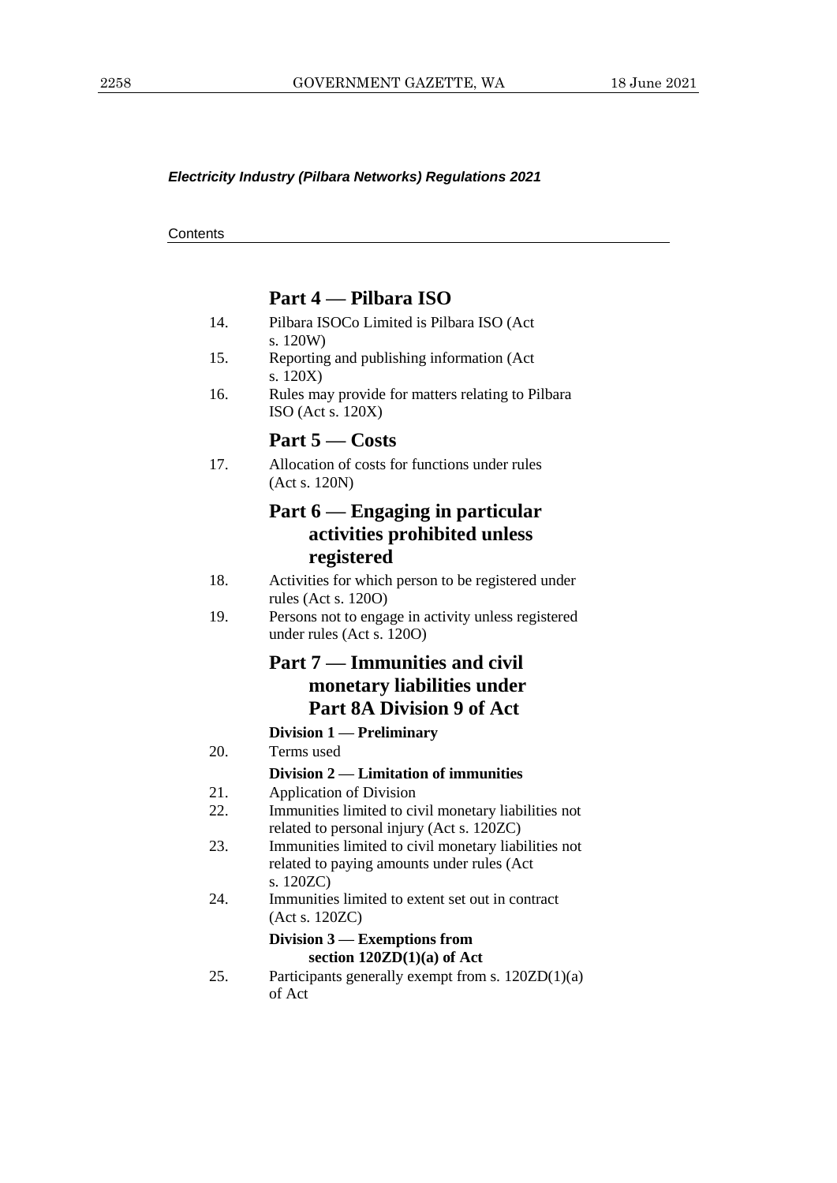*Electricity Industry (Pilbara Networks) Regulations 2021*

Contents

## Part 4 — Pilbara ISO

14. Pilbara ISOCo Limited is Pilbara ISO (Act s. 120W)
15. Reporting and publishing information (Act s. 120X)
16. Rules may provide for matters relating to Pilbara ISO (Act s. 120X)

## Part 5 — Costs

17. Allocation of costs for functions under rules (Act s. 120N)

## Part 6 — Engaging in particular activities prohibited unless registered

18. Activities for which person to be registered under rules (Act s. 120O)
19. Persons not to engage in activity unless registered under rules (Act s. 120O)

## Part 7 — Immunities and civil monetary liabilities under Part 8A Division 9 of Act

### Division 1 — Preliminary

20. Terms used

### Division 2 — Limitation of immunities

21. Application of Division
22. Immunities limited to civil monetary liabilities not related to personal injury (Act s. 120ZC)
23. Immunities limited to civil monetary liabilities not related to paying amounts under rules (Act s. 120ZC)
24. Immunities limited to extent set out in contract (Act s. 120ZC)

### Division 3 — Exemptions from section 120ZD(1)(a) of Act

25. Participants generally exempt from s. 120ZD(1)(a) of Act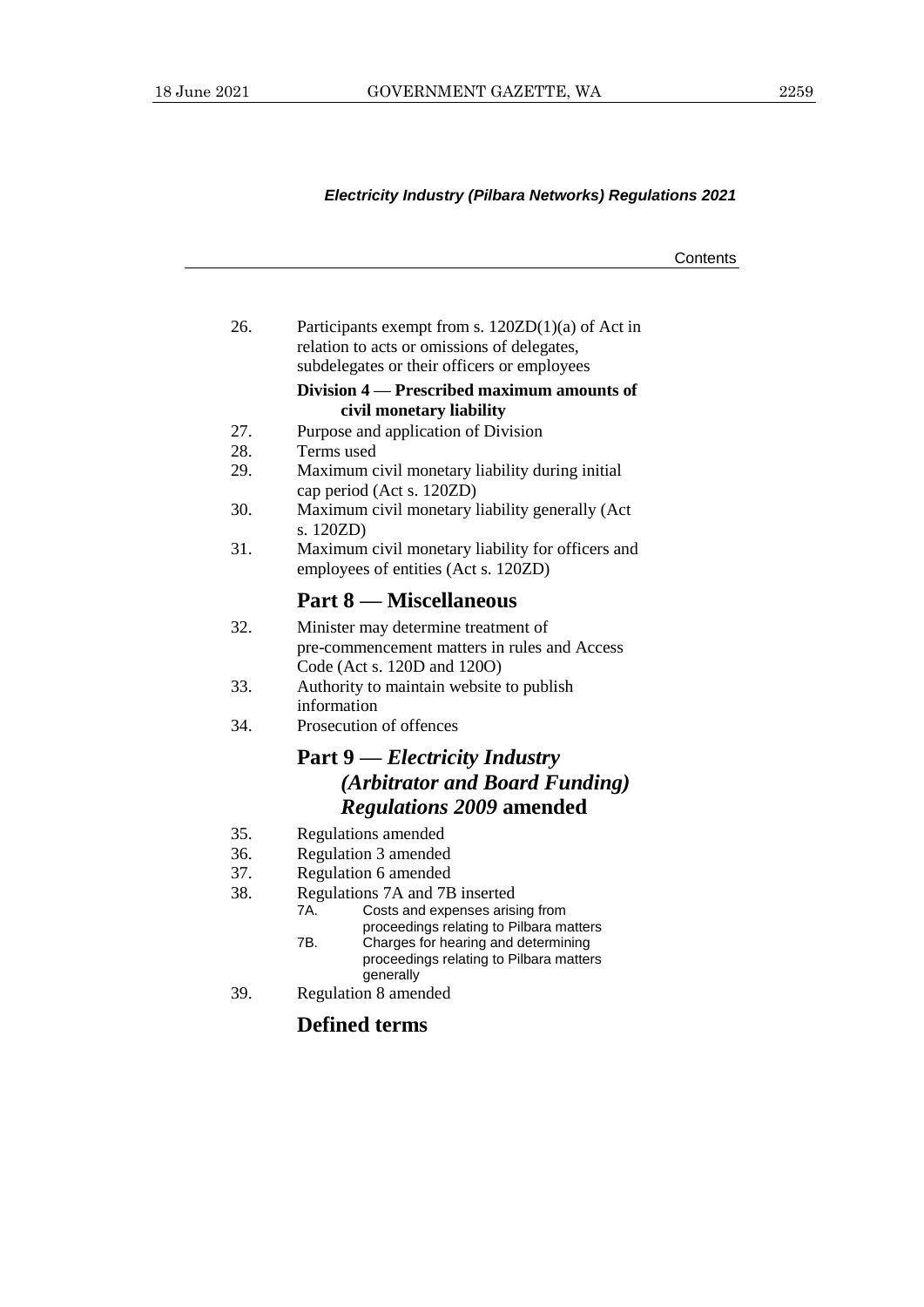26. Participants exempt from s. 120ZD(1)(a) of Act in relation to acts or omissions of delegates, subdelegates or their officers or employees

**Division 4 — Prescribed maximum amounts of civil monetary liability**

27. Purpose and application of Division
28. Terms used
29. Maximum civil monetary liability during initial cap period (Act s. 120ZD)
30. Maximum civil monetary liability generally (Act s. 120ZD)
31. Maximum civil monetary liability for officers and employees of entities (Act s. 120ZD)

## Part 8 — Miscellaneous

32. Minister may determine treatment of pre-commencement matters in rules and Access Code (Act s. 120D and 120O)
33. Authority to maintain website to publish information
34. Prosecution of offences

## Part 9 — *Electricity Industry (Arbitrator and Board Funding) Regulations 2009* amended

35. Regulations amended
36. Regulation 3 amended
37. Regulation 6 amended
38. Regulations 7A and 7B inserted
    - 7A. Costs and expenses arising from proceedings relating to Pilbara matters
    - 7B. Charges for hearing and determining proceedings relating to Pilbara matters generally
39. Regulation 8 amended

## Defined terms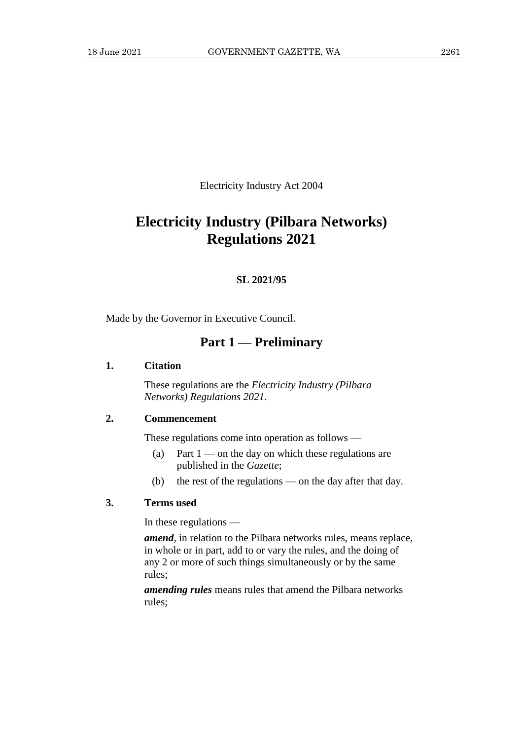Electricity Industry Act 2004

# Electricity Industry (Pilbara Networks) Regulations 2021

**SL 2021/95**

Made by the Governor in Executive Council.

## Part 1 — Preliminary

### 1. Citation

These regulations are the *Electricity Industry (Pilbara Networks) Regulations 2021*.

### 2. Commencement

These regulations come into operation as follows —

(a) Part 1 — on the day on which these regulations are published in the *Gazette*;

(b) the rest of the regulations — on the day after that day.

### 3. Terms used

In these regulations —

***amend***, in relation to the Pilbara networks rules, means replace, in whole or in part, add to or vary the rules, and the doing of any 2 or more of such things simultaneously or by the same rules;

***amending rules*** means rules that amend the Pilbara networks rules;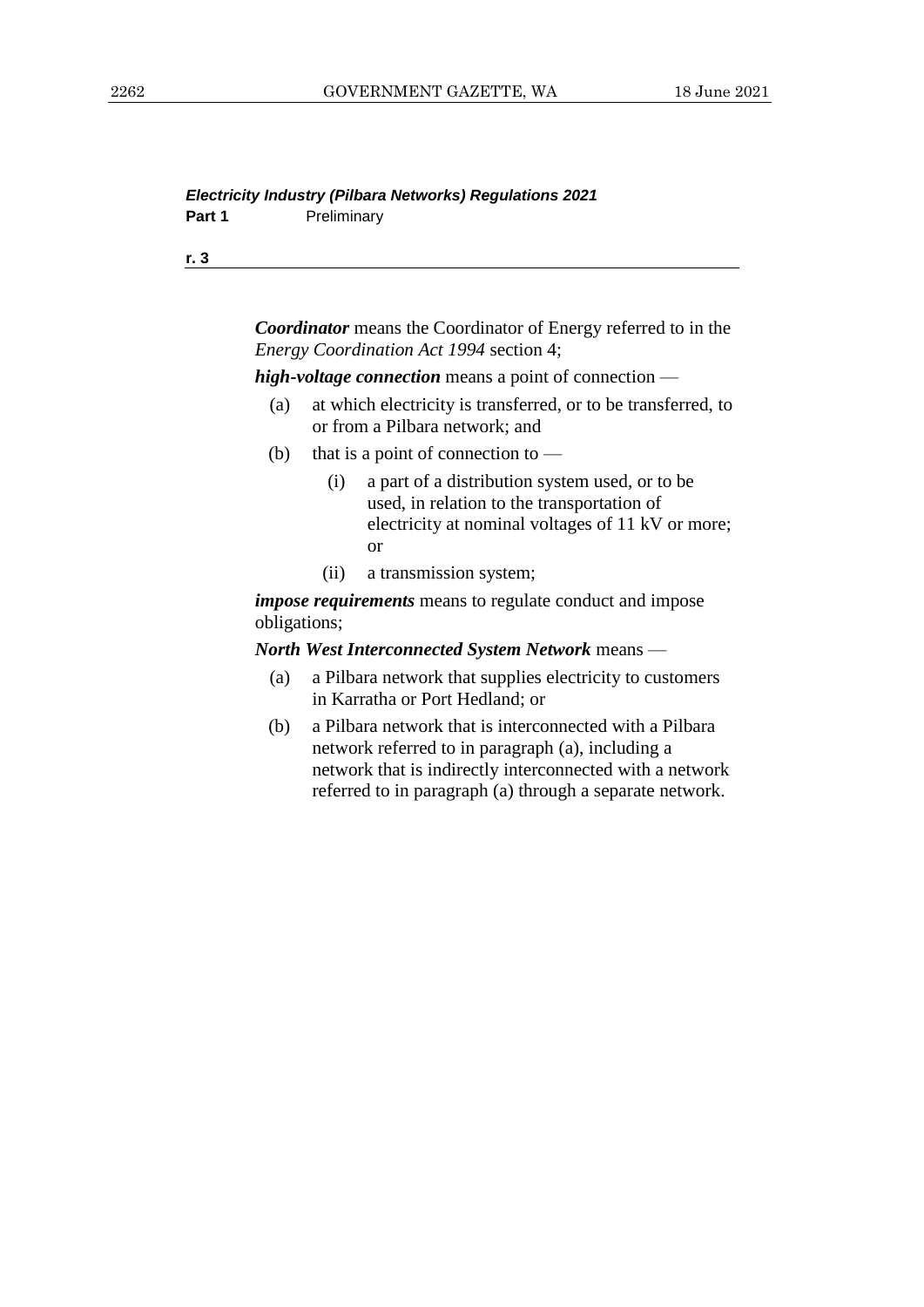***Coordinator*** means the Coordinator of Energy referred to in the *Energy Coordination Act 1994* section 4;

***high-voltage connection*** means a point of connection —

(a) at which electricity is transferred, or to be transferred, to or from a Pilbara network; and

(b) that is a point of connection to —

  (i) a part of a distribution system used, or to be used, in relation to the transportation of electricity at nominal voltages of 11 kV or more; or

  (ii) a transmission system;

***impose requirements*** means to regulate conduct and impose obligations;

***North West Interconnected System Network*** means —

(a) a Pilbara network that supplies electricity to customers in Karratha or Port Hedland; or

(b) a Pilbara network that is interconnected with a Pilbara network referred to in paragraph (a), including a network that is indirectly interconnected with a network referred to in paragraph (a) through a separate network.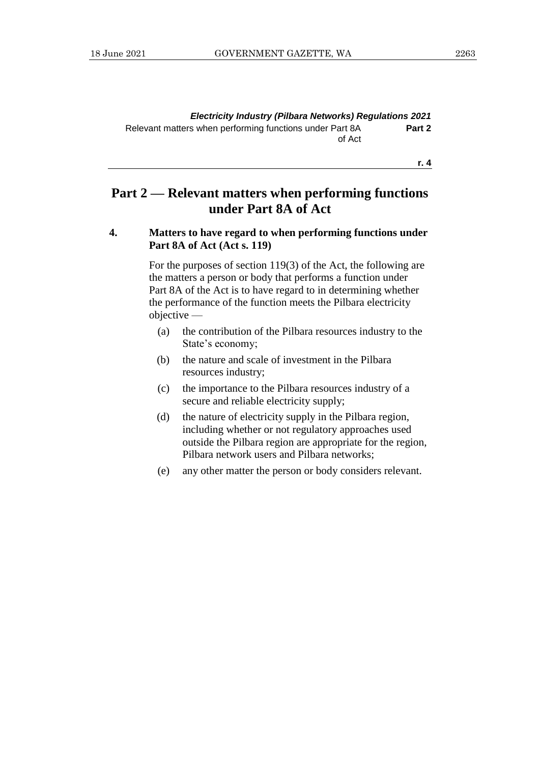## Part 2 — Relevant matters when performing functions under Part 8A of Act

### 4. Matters to have regard to when performing functions under Part 8A of Act (Act s. 119)

For the purposes of section 119(3) of the Act, the following are the matters a person or body that performs a function under Part 8A of the Act is to have regard to in determining whether the performance of the function meets the Pilbara electricity objective —

(a) the contribution of the Pilbara resources industry to the State's economy;

(b) the nature and scale of investment in the Pilbara resources industry;

(c) the importance to the Pilbara resources industry of a secure and reliable electricity supply;

(d) the nature of electricity supply in the Pilbara region, including whether or not regulatory approaches used outside the Pilbara region are appropriate for the region, Pilbara network users and Pilbara networks;

(e) any other matter the person or body considers relevant.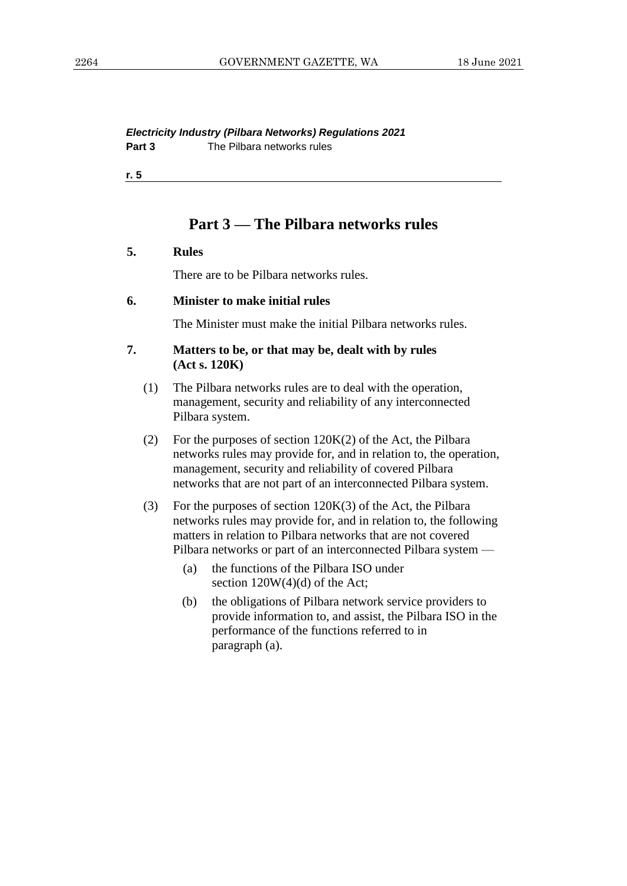## Part 3 — The Pilbara networks rules

### 5. Rules

There are to be Pilbara networks rules.

### 6. Minister to make initial rules

The Minister must make the initial Pilbara networks rules.

### 7. Matters to be, or that may be, dealt with by rules (Act s. 120K)

(1) The Pilbara networks rules are to deal with the operation, management, security and reliability of any interconnected Pilbara system.

(2) For the purposes of section 120K(2) of the Act, the Pilbara networks rules may provide for, and in relation to, the operation, management, security and reliability of covered Pilbara networks that are not part of an interconnected Pilbara system.

(3) For the purposes of section 120K(3) of the Act, the Pilbara networks rules may provide for, and in relation to, the following matters in relation to Pilbara networks that are not covered Pilbara networks or part of an interconnected Pilbara system —

(a) the functions of the Pilbara ISO under section 120W(4)(d) of the Act;

(b) the obligations of Pilbara network service providers to provide information to, and assist, the Pilbara ISO in the performance of the functions referred to in paragraph (a).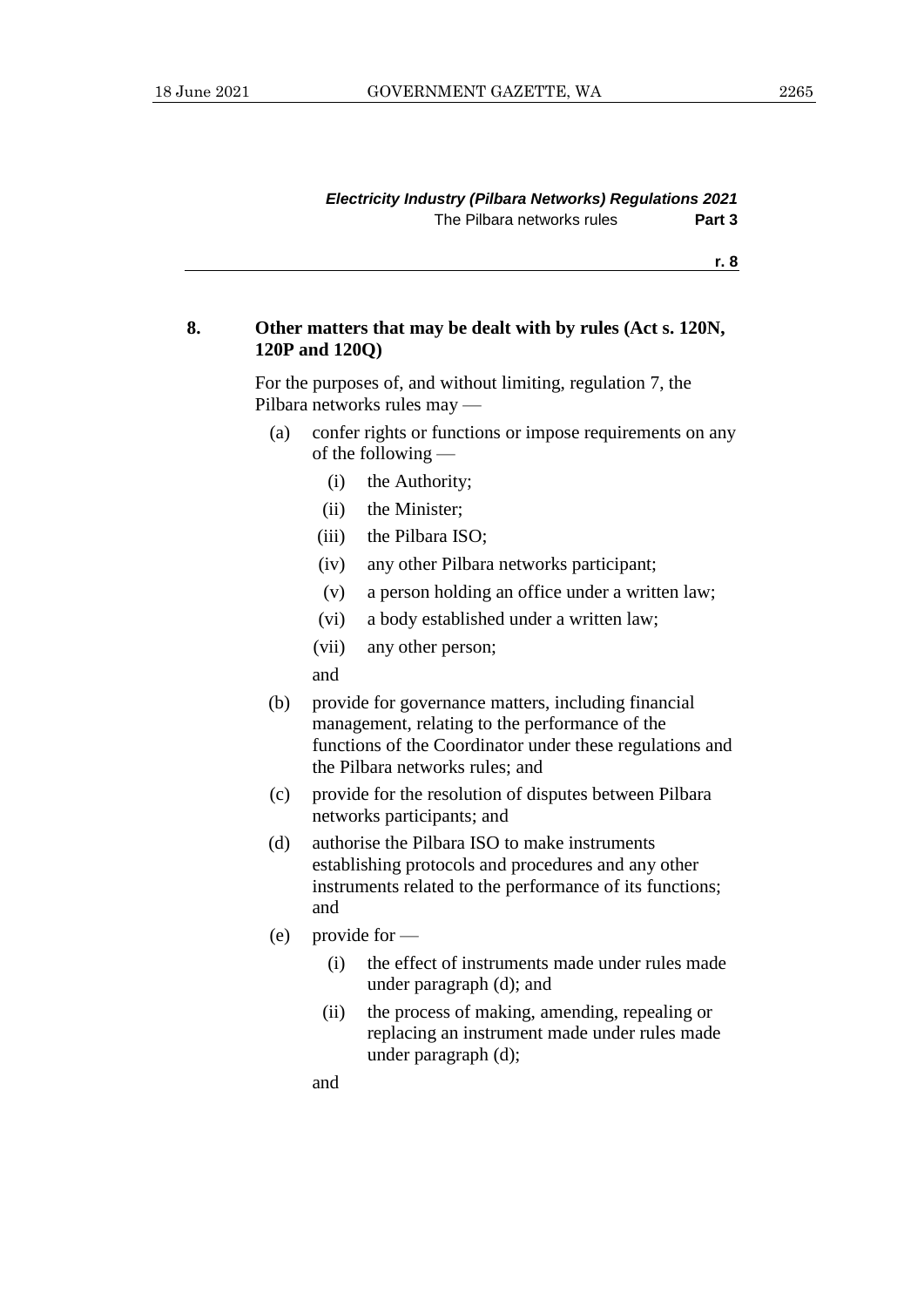**8. Other matters that may be dealt with by rules (Act s. 120N, 120P and 120Q)**

For the purposes of, and without limiting, regulation 7, the Pilbara networks rules may —

- (a) confer rights or functions or impose requirements on any of the following —
  - (i) the Authority;
  - (ii) the Minister;
  - (iii) the Pilbara ISO;
  - (iv) any other Pilbara networks participant;
  - (v) a person holding an office under a written law;
  - (vi) a body established under a written law;
  - (vii) any other person;

  and
- (b) provide for governance matters, including financial management, relating to the performance of the functions of the Coordinator under these regulations and the Pilbara networks rules; and
- (c) provide for the resolution of disputes between Pilbara networks participants; and
- (d) authorise the Pilbara ISO to make instruments establishing protocols and procedures and any other instruments related to the performance of its functions; and
- (e) provide for —
  - (i) the effect of instruments made under rules made under paragraph (d); and
  - (ii) the process of making, amending, repealing or replacing an instrument made under rules made under paragraph (d);

  and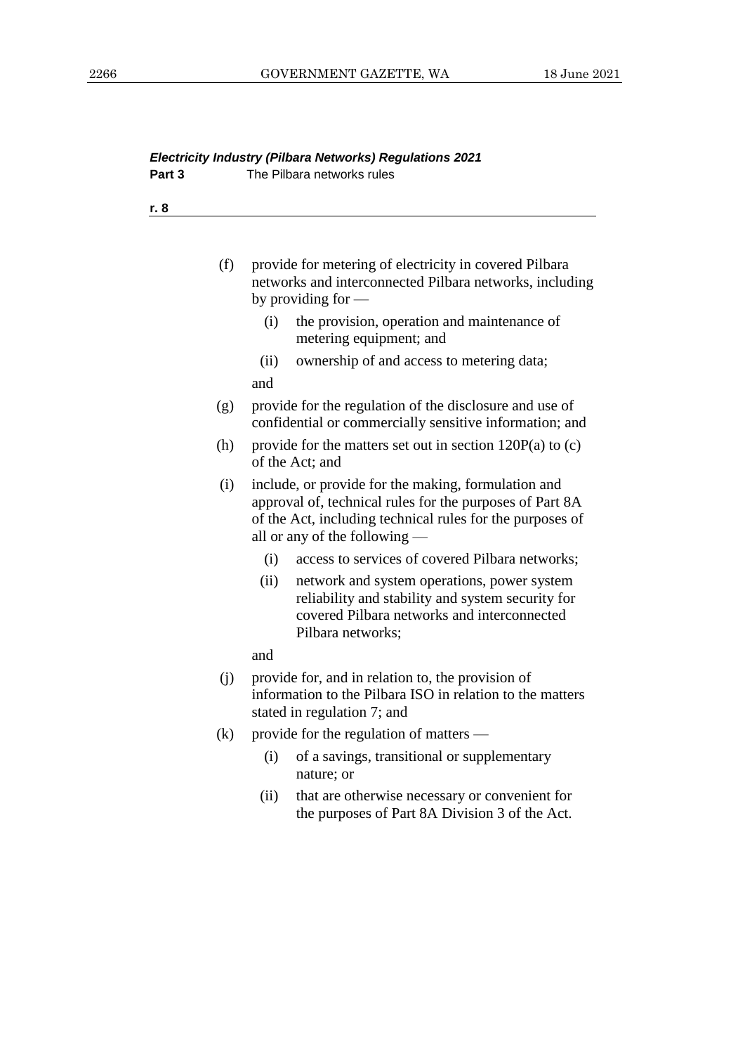(f) provide for metering of electricity in covered Pilbara networks and interconnected Pilbara networks, including by providing for —

   (i) the provision, operation and maintenance of metering equipment; and

   (ii) ownership of and access to metering data;

   and

(g) provide for the regulation of the disclosure and use of confidential or commercially sensitive information; and

(h) provide for the matters set out in section 120P(a) to (c) of the Act; and

(i) include, or provide for the making, formulation and approval of, technical rules for the purposes of Part 8A of the Act, including technical rules for the purposes of all or any of the following —

   (i) access to services of covered Pilbara networks;

   (ii) network and system operations, power system reliability and stability and system security for covered Pilbara networks and interconnected Pilbara networks;

   and

(j) provide for, and in relation to, the provision of information to the Pilbara ISO in relation to the matters stated in regulation 7; and

(k) provide for the regulation of matters —

   (i) of a savings, transitional or supplementary nature; or

   (ii) that are otherwise necessary or convenient for the purposes of Part 8A Division 3 of the Act.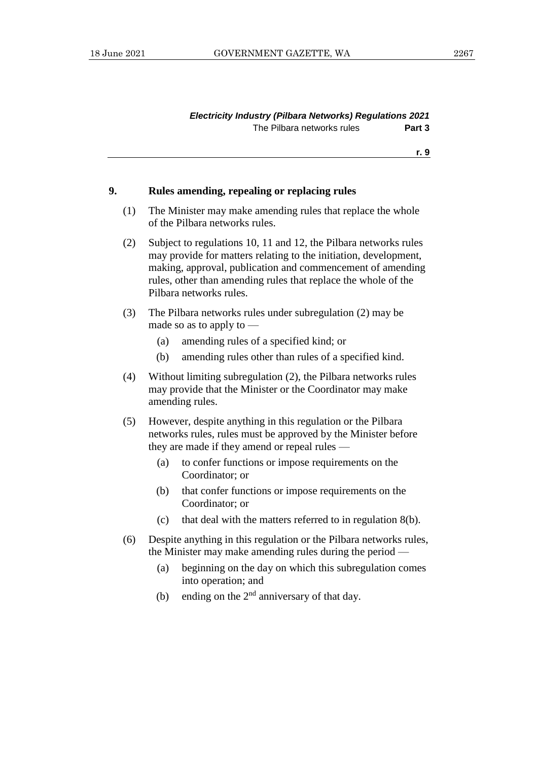## 9. Rules amending, repealing or replacing rules

(1) The Minister may make amending rules that replace the whole of the Pilbara networks rules.

(2) Subject to regulations 10, 11 and 12, the Pilbara networks rules may provide for matters relating to the initiation, development, making, approval, publication and commencement of amending rules, other than amending rules that replace the whole of the Pilbara networks rules.

(3) The Pilbara networks rules under subregulation (2) may be made so as to apply to —

- (a) amending rules of a specified kind; or
- (b) amending rules other than rules of a specified kind.

(4) Without limiting subregulation (2), the Pilbara networks rules may provide that the Minister or the Coordinator may make amending rules.

(5) However, despite anything in this regulation or the Pilbara networks rules, rules must be approved by the Minister before they are made if they amend or repeal rules —

- (a) to confer functions or impose requirements on the Coordinator; or
- (b) that confer functions or impose requirements on the Coordinator; or
- (c) that deal with the matters referred to in regulation 8(b).

(6) Despite anything in this regulation or the Pilbara networks rules, the Minister may make amending rules during the period —

- (a) beginning on the day on which this subregulation comes into operation; and
- (b) ending on the 2nd anniversary of that day.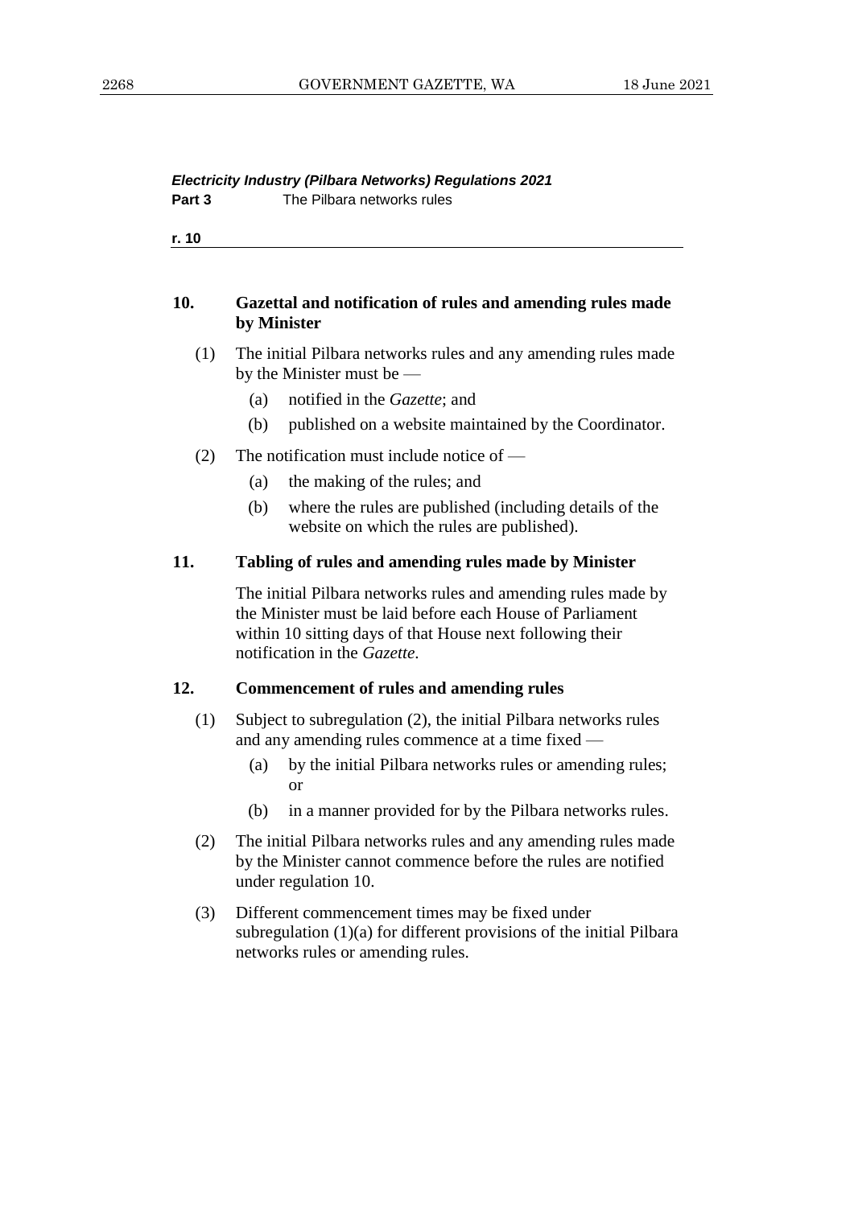**10. Gazettal and notification of rules and amending rules made by Minister**

(1) The initial Pilbara networks rules and any amending rules made by the Minister must be —

(a) notified in the *Gazette*; and

(b) published on a website maintained by the Coordinator.

(2) The notification must include notice of —

(a) the making of the rules; and

(b) where the rules are published (including details of the website on which the rules are published).

**11. Tabling of rules and amending rules made by Minister**

The initial Pilbara networks rules and amending rules made by the Minister must be laid before each House of Parliament within 10 sitting days of that House next following their notification in the *Gazette*.

**12. Commencement of rules and amending rules**

(1) Subject to subregulation (2), the initial Pilbara networks rules and any amending rules commence at a time fixed —

(a) by the initial Pilbara networks rules or amending rules; or

(b) in a manner provided for by the Pilbara networks rules.

(2) The initial Pilbara networks rules and any amending rules made by the Minister cannot commence before the rules are notified under regulation 10.

(3) Different commencement times may be fixed under subregulation (1)(a) for different provisions of the initial Pilbara networks rules or amending rules.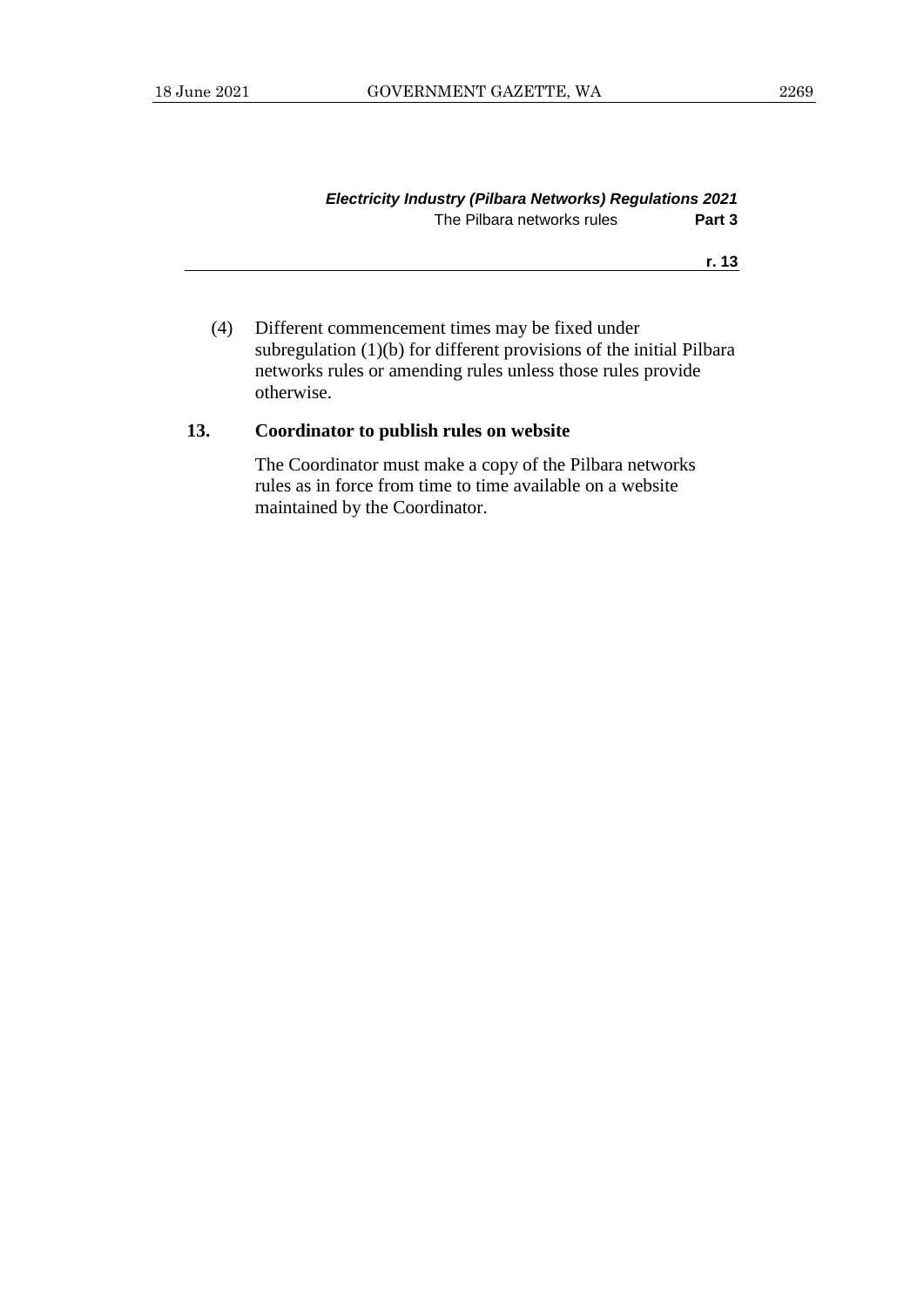(4) Different commencement times may be fixed under subregulation (1)(b) for different provisions of the initial Pilbara networks rules or amending rules unless those rules provide otherwise.

## 13. Coordinator to publish rules on website

The Coordinator must make a copy of the Pilbara networks rules as in force from time to time available on a website maintained by the Coordinator.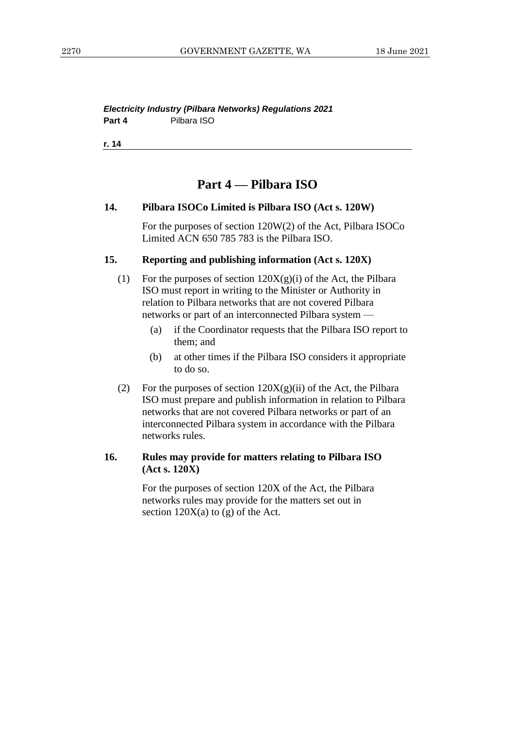# Part 4 — Pilbara ISO

### 14. Pilbara ISOCo Limited is Pilbara ISO (Act s. 120W)

For the purposes of section 120W(2) of the Act, Pilbara ISOCo Limited ACN 650 785 783 is the Pilbara ISO.

### 15. Reporting and publishing information (Act s. 120X)

(1) For the purposes of section 120X(g)(i) of the Act, the Pilbara ISO must report in writing to the Minister or Authority in relation to Pilbara networks that are not covered Pilbara networks or part of an interconnected Pilbara system —

- (a) if the Coordinator requests that the Pilbara ISO report to them; and
- (b) at other times if the Pilbara ISO considers it appropriate to do so.

(2) For the purposes of section 120X(g)(ii) of the Act, the Pilbara ISO must prepare and publish information in relation to Pilbara networks that are not covered Pilbara networks or part of an interconnected Pilbara system in accordance with the Pilbara networks rules.

### 16. Rules may provide for matters relating to Pilbara ISO (Act s. 120X)

For the purposes of section 120X of the Act, the Pilbara networks rules may provide for the matters set out in section 120X(a) to (g) of the Act.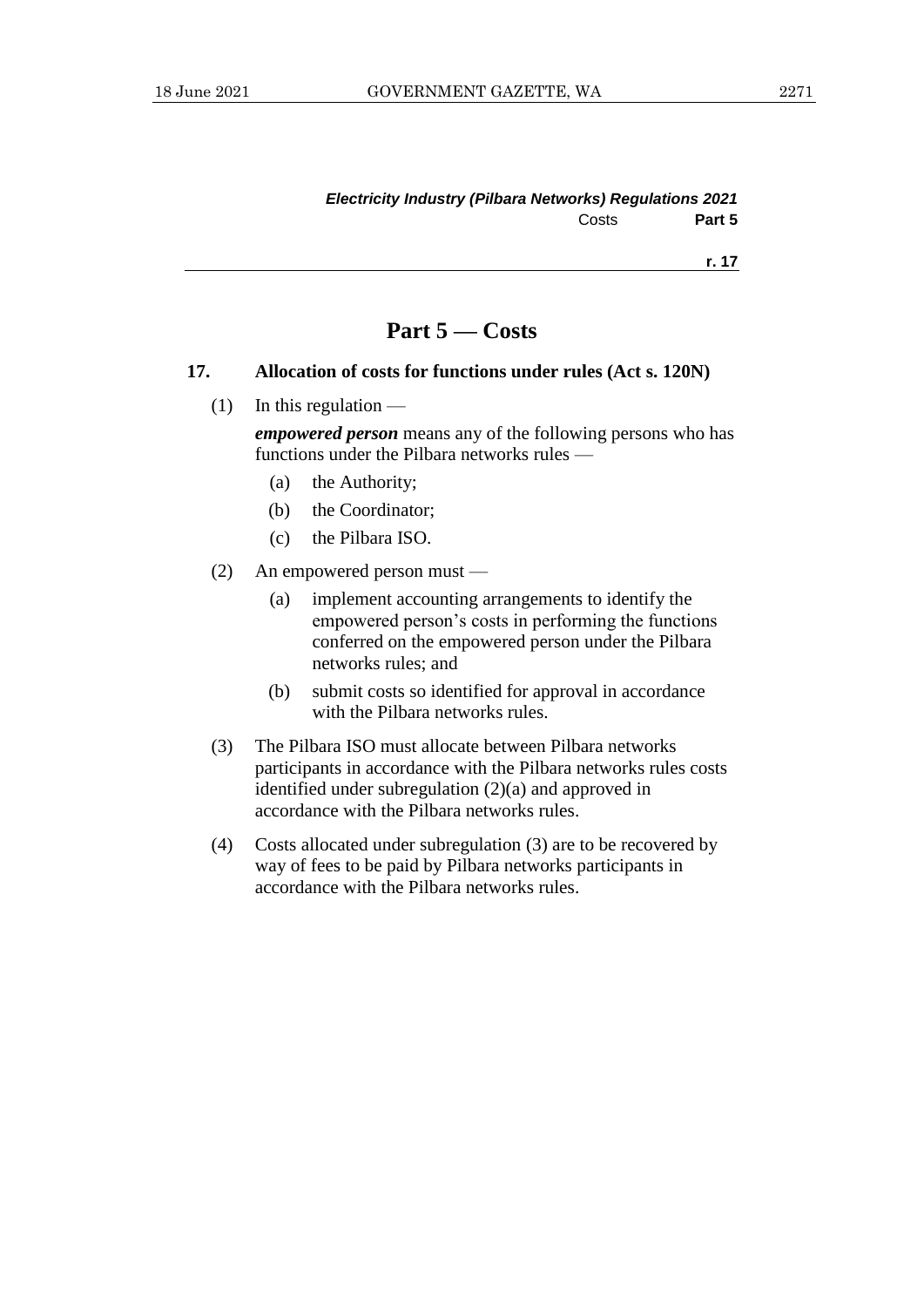## Part 5 — Costs

### 17. Allocation of costs for functions under rules (Act s. 120N)

(1) In this regulation —

***empowered person*** means any of the following persons who has functions under the Pilbara networks rules —

- (a) the Authority;
- (b) the Coordinator;
- (c) the Pilbara ISO.

(2) An empowered person must —

- (a) implement accounting arrangements to identify the empowered person's costs in performing the functions conferred on the empowered person under the Pilbara networks rules; and
- (b) submit costs so identified for approval in accordance with the Pilbara networks rules.

(3) The Pilbara ISO must allocate between Pilbara networks participants in accordance with the Pilbara networks rules costs identified under subregulation (2)(a) and approved in accordance with the Pilbara networks rules.

(4) Costs allocated under subregulation (3) are to be recovered by way of fees to be paid by Pilbara networks participants in accordance with the Pilbara networks rules.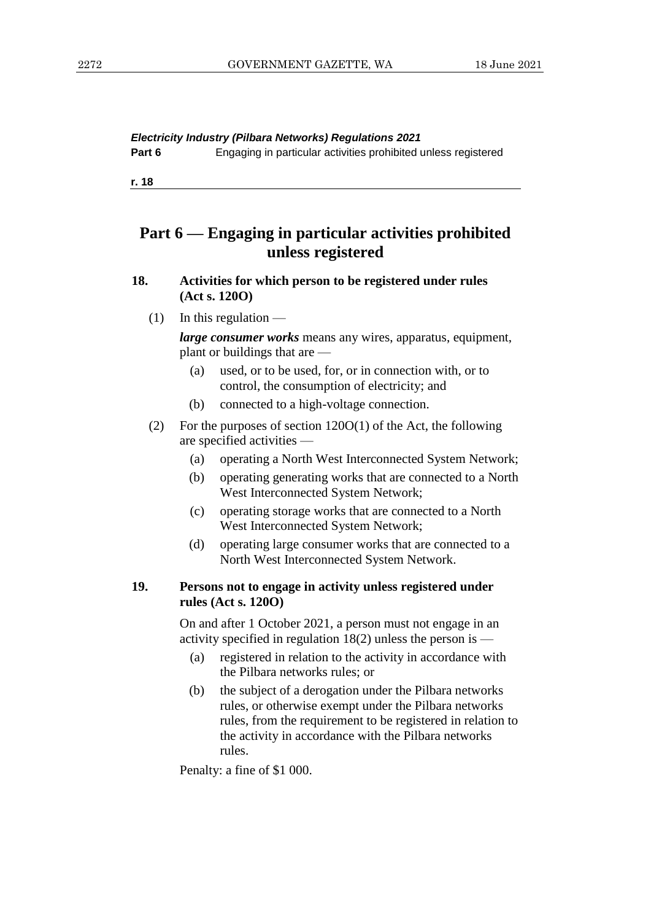# Part 6 — Engaging in particular activities prohibited unless registered

### 18. Activities for which person to be registered under rules (Act s. 120O)

(1) In this regulation —

***large consumer works*** means any wires, apparatus, equipment, plant or buildings that are —

- (a) used, or to be used, for, or in connection with, or to control, the consumption of electricity; and
- (b) connected to a high-voltage connection.

(2) For the purposes of section 120O(1) of the Act, the following are specified activities —

- (a) operating a North West Interconnected System Network;
- (b) operating generating works that are connected to a North West Interconnected System Network;
- (c) operating storage works that are connected to a North West Interconnected System Network;
- (d) operating large consumer works that are connected to a North West Interconnected System Network.

### 19. Persons not to engage in activity unless registered under rules (Act s. 120O)

On and after 1 October 2021, a person must not engage in an activity specified in regulation 18(2) unless the person is —

- (a) registered in relation to the activity in accordance with the Pilbara networks rules; or
- (b) the subject of a derogation under the Pilbara networks rules, or otherwise exempt under the Pilbara networks rules, from the requirement to be registered in relation to the activity in accordance with the Pilbara networks rules.

Penalty: a fine of $1 000.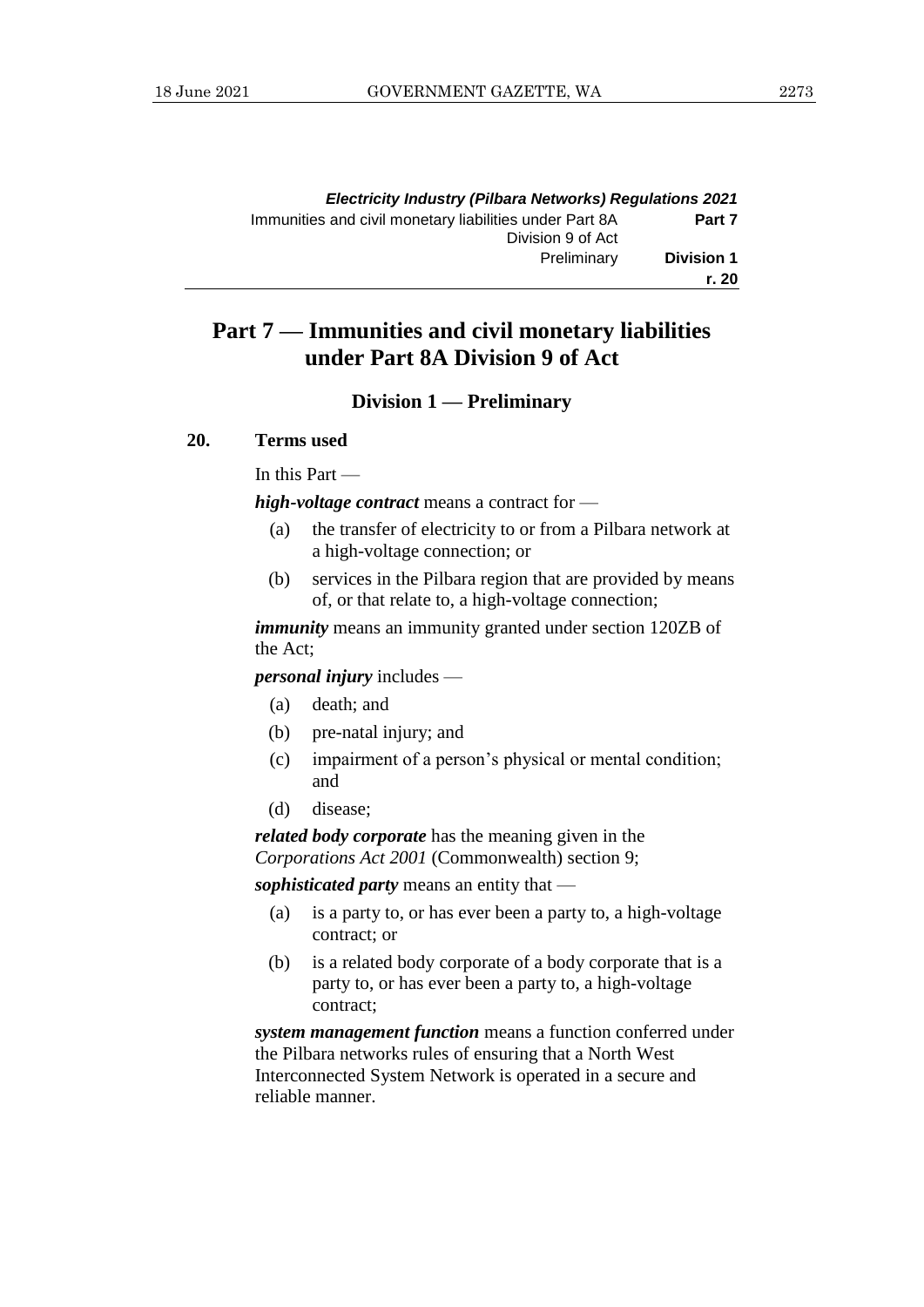# Part 7 — Immunities and civil monetary liabilities under Part 8A Division 9 of Act

## Division 1 — Preliminary

### 20. Terms used

In this Part —

***high-voltage contract*** means a contract for —

(a) the transfer of electricity to or from a Pilbara network at a high-voltage connection; or

(b) services in the Pilbara region that are provided by means of, or that relate to, a high-voltage connection;

***immunity*** means an immunity granted under section 120ZB of the Act;

***personal injury*** includes —

(a) death; and

(b) pre-natal injury; and

(c) impairment of a person's physical or mental condition; and

(d) disease;

***related body corporate*** has the meaning given in the *Corporations Act 2001* (Commonwealth) section 9;

***sophisticated party*** means an entity that —

(a) is a party to, or has ever been a party to, a high-voltage contract; or

(b) is a related body corporate of a body corporate that is a party to, or has ever been a party to, a high-voltage contract;

***system management function*** means a function conferred under the Pilbara networks rules of ensuring that a North West Interconnected System Network is operated in a secure and reliable manner.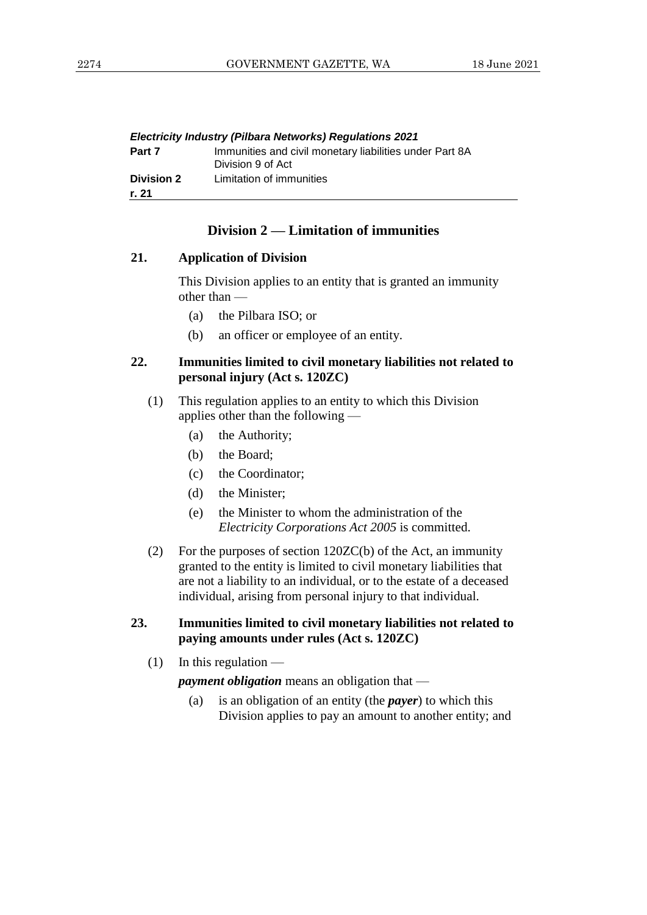## Division 2 — Limitation of immunities

### 21. Application of Division

This Division applies to an entity that is granted an immunity other than —

- (a) the Pilbara ISO; or
- (b) an officer or employee of an entity.

### 22. Immunities limited to civil monetary liabilities not related to personal injury (Act s. 120ZC)

(1) This regulation applies to an entity to which this Division applies other than the following —

- (a) the Authority;
- (b) the Board;
- (c) the Coordinator;
- (d) the Minister;
- (e) the Minister to whom the administration of the *Electricity Corporations Act 2005* is committed.

(2) For the purposes of section 120ZC(b) of the Act, an immunity granted to the entity is limited to civil monetary liabilities that are not a liability to an individual, or to the estate of a deceased individual, arising from personal injury to that individual.

### 23. Immunities limited to civil monetary liabilities not related to paying amounts under rules (Act s. 120ZC)

(1) In this regulation —

***payment obligation*** means an obligation that —

- (a) is an obligation of an entity (the ***payer***) to which this Division applies to pay an amount to another entity; and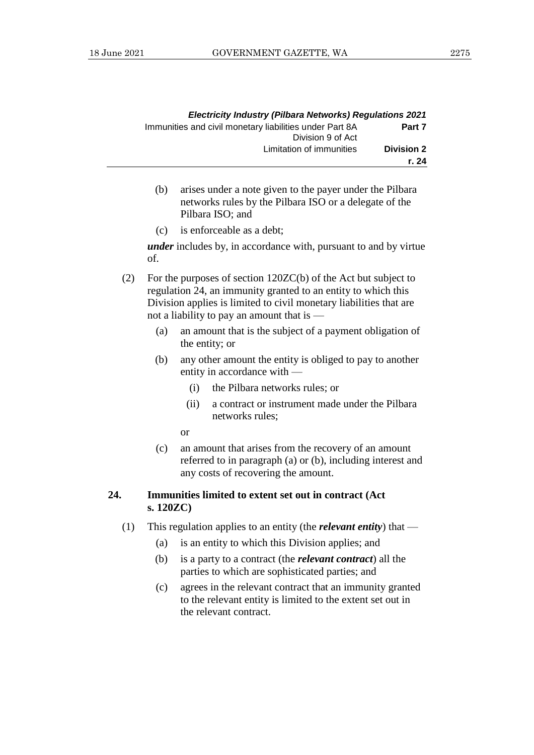(b) arises under a note given to the payer under the Pilbara networks rules by the Pilbara ISO or a delegate of the Pilbara ISO; and

(c) is enforceable as a debt;

***under*** includes by, in accordance with, pursuant to and by virtue of.

(2) For the purposes of section 120ZC(b) of the Act but subject to regulation 24, an immunity granted to an entity to which this Division applies is limited to civil monetary liabilities that are not a liability to pay an amount that is —

(a) an amount that is the subject of a payment obligation of the entity; or

(b) any other amount the entity is obliged to pay to another entity in accordance with —

(i) the Pilbara networks rules; or

(ii) a contract or instrument made under the Pilbara networks rules;

or

(c) an amount that arises from the recovery of an amount referred to in paragraph (a) or (b), including interest and any costs of recovering the amount.

### 24. Immunities limited to extent set out in contract (Act s. 120ZC)

(1) This regulation applies to an entity (the ***relevant entity***) that —

(a) is an entity to which this Division applies; and

(b) is a party to a contract (the ***relevant contract***) all the parties to which are sophisticated parties; and

(c) agrees in the relevant contract that an immunity granted to the relevant entity is limited to the extent set out in the relevant contract.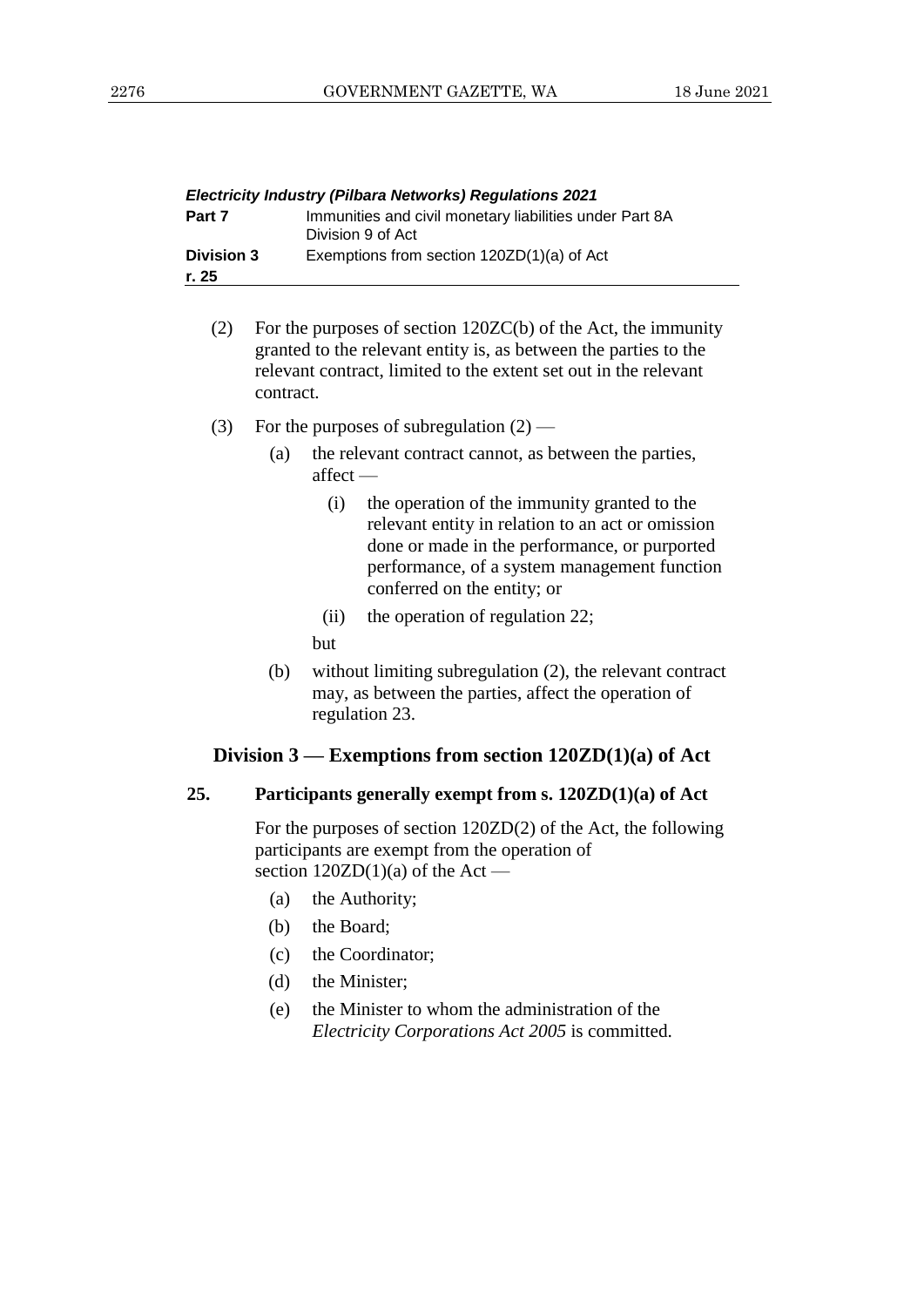(2) For the purposes of section 120ZC(b) of the Act, the immunity granted to the relevant entity is, as between the parties to the relevant contract, limited to the extent set out in the relevant contract.

(3) For the purposes of subregulation (2) —

- (a) the relevant contract cannot, as between the parties, affect —
  - (i) the operation of the immunity granted to the relevant entity in relation to an act or omission done or made in the performance, or purported performance, of a system management function conferred on the entity; or
  - (ii) the operation of regulation 22;

  but

- (b) without limiting subregulation (2), the relevant contract may, as between the parties, affect the operation of regulation 23.

## Division 3 — Exemptions from section 120ZD(1)(a) of Act

### 25. Participants generally exempt from s. 120ZD(1)(a) of Act

For the purposes of section 120ZD(2) of the Act, the following participants are exempt from the operation of section 120ZD(1)(a) of the Act —

- (a) the Authority;
- (b) the Board;
- (c) the Coordinator;
- (d) the Minister;
- (e) the Minister to whom the administration of the *Electricity Corporations Act 2005* is committed.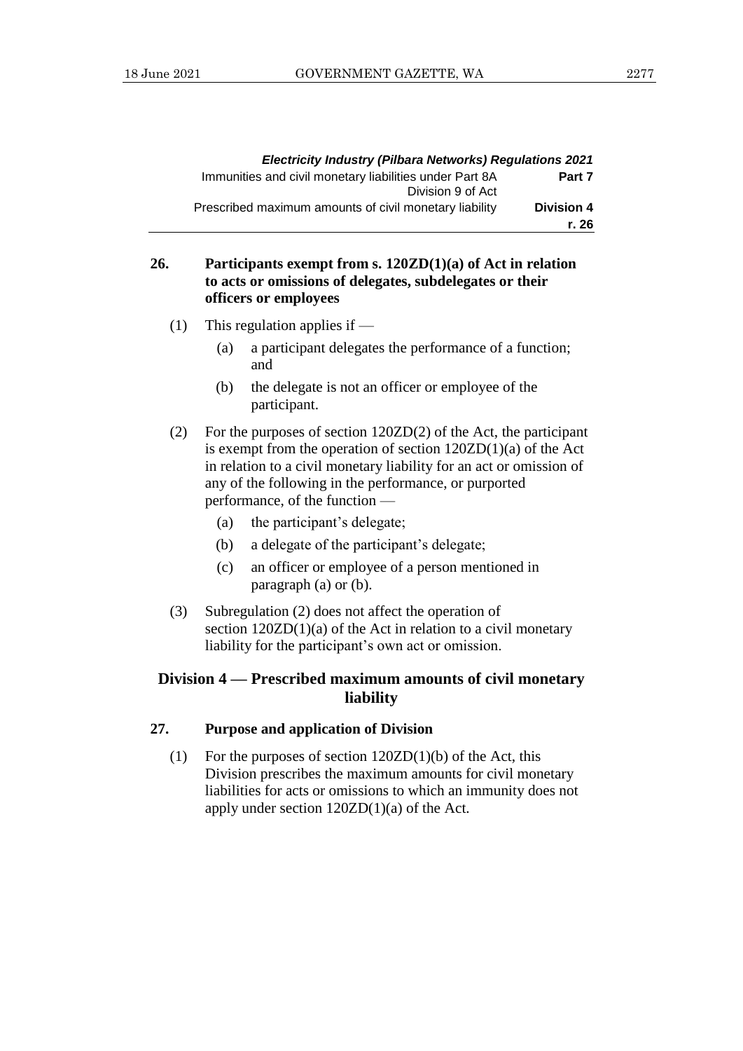**26. Participants exempt from s. 120ZD(1)(a) of Act in relation to acts or omissions of delegates, subdelegates or their officers or employees**

(1) This regulation applies if —

- (a) a participant delegates the performance of a function; and
- (b) the delegate is not an officer or employee of the participant.

(2) For the purposes of section 120ZD(2) of the Act, the participant is exempt from the operation of section 120ZD(1)(a) of the Act in relation to a civil monetary liability for an act or omission of any of the following in the performance, or purported performance, of the function —

- (a) the participant's delegate;
- (b) a delegate of the participant's delegate;
- (c) an officer or employee of a person mentioned in paragraph (a) or (b).

(3) Subregulation (2) does not affect the operation of section 120ZD(1)(a) of the Act in relation to a civil monetary liability for the participant's own act or omission.

## Division 4 — Prescribed maximum amounts of civil monetary liability

**27. Purpose and application of Division**

(1) For the purposes of section 120ZD(1)(b) of the Act, this Division prescribes the maximum amounts for civil monetary liabilities for acts or omissions to which an immunity does not apply under section 120ZD(1)(a) of the Act.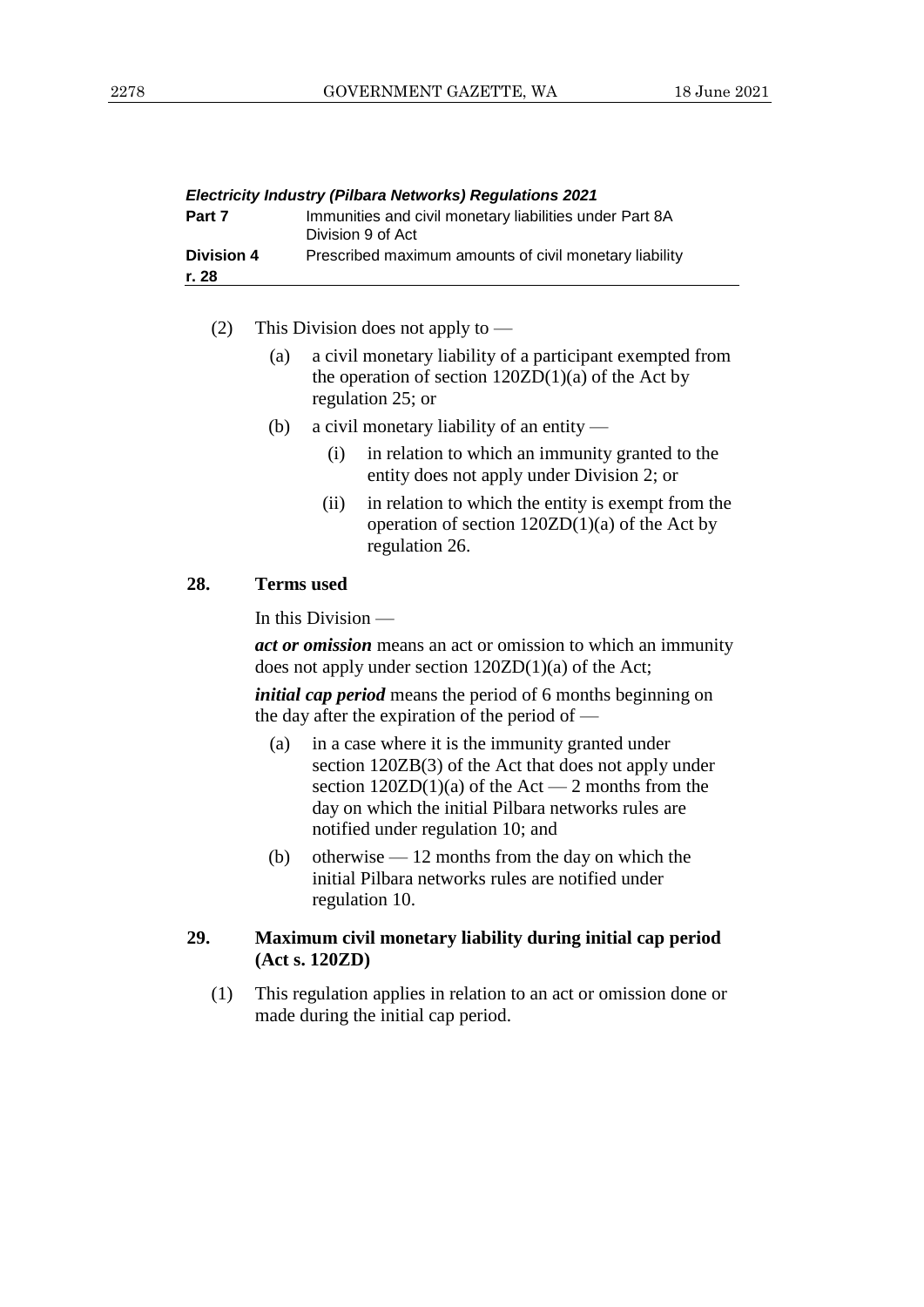(2) This Division does not apply to —

(a) a civil monetary liability of a participant exempted from the operation of section 120ZD(1)(a) of the Act by regulation 25; or

(b) a civil monetary liability of an entity —

(i) in relation to which an immunity granted to the entity does not apply under Division 2; or

(ii) in relation to which the entity is exempt from the operation of section 120ZD(1)(a) of the Act by regulation 26.

**28. Terms used**

In this Division —

***act or omission*** means an act or omission to which an immunity does not apply under section 120ZD(1)(a) of the Act;

***initial cap period*** means the period of 6 months beginning on the day after the expiration of the period of —

(a) in a case where it is the immunity granted under section 120ZB(3) of the Act that does not apply under section 120ZD(1)(a) of the Act — 2 months from the day on which the initial Pilbara networks rules are notified under regulation 10; and

(b) otherwise — 12 months from the day on which the initial Pilbara networks rules are notified under regulation 10.

**29. Maximum civil monetary liability during initial cap period (Act s. 120ZD)**

(1) This regulation applies in relation to an act or omission done or made during the initial cap period.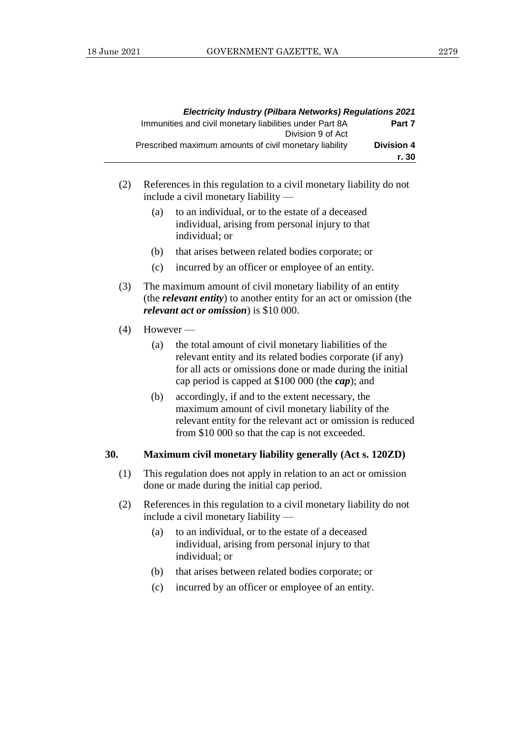(2) References in this regulation to a civil monetary liability do not include a civil monetary liability —

   (a) to an individual, or to the estate of a deceased individual, arising from personal injury to that individual; or

   (b) that arises between related bodies corporate; or

   (c) incurred by an officer or employee of an entity.

(3) The maximum amount of civil monetary liability of an entity (the ***relevant entity***) to another entity for an act or omission (the ***relevant act or omission***) is \$10 000.

(4) However —

   (a) the total amount of civil monetary liabilities of the relevant entity and its related bodies corporate (if any) for all acts or omissions done or made during the initial cap period is capped at \$100 000 (the ***cap***); and

   (b) accordingly, if and to the extent necessary, the maximum amount of civil monetary liability of the relevant entity for the relevant act or omission is reduced from \$10 000 so that the cap is not exceeded.

### 30. Maximum civil monetary liability generally (Act s. 120ZD)

(1) This regulation does not apply in relation to an act or omission done or made during the initial cap period.

(2) References in this regulation to a civil monetary liability do not include a civil monetary liability —

   (a) to an individual, or to the estate of a deceased individual, arising from personal injury to that individual; or

   (b) that arises between related bodies corporate; or

   (c) incurred by an officer or employee of an entity.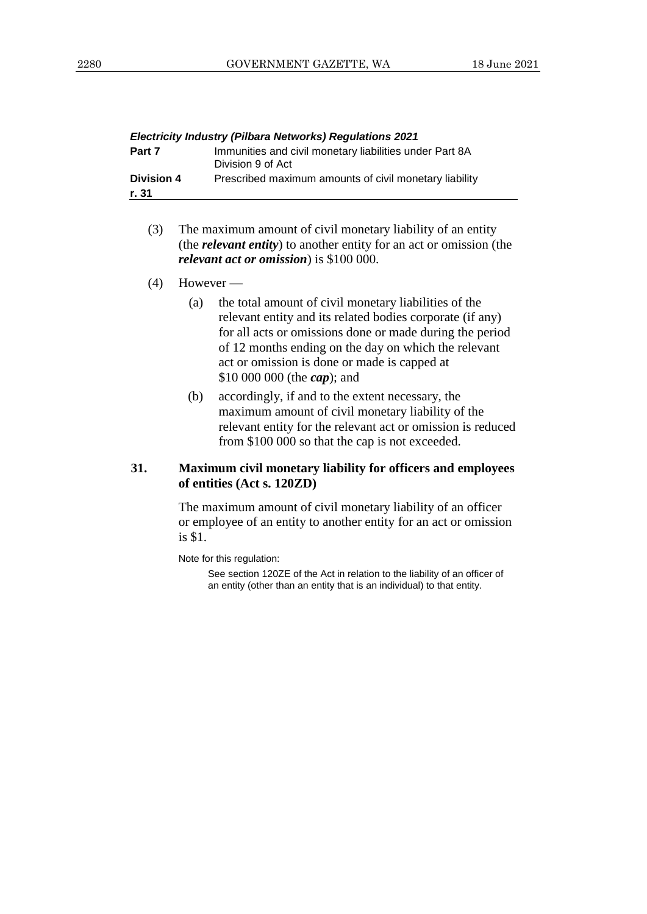(3) The maximum amount of civil monetary liability of an entity (the ***relevant entity***) to another entity for an act or omission (the ***relevant act or omission***) is \$100 000.

(4) However —

  (a) the total amount of civil monetary liabilities of the relevant entity and its related bodies corporate (if any) for all acts or omissions done or made during the period of 12 months ending on the day on which the relevant act or omission is done or made is capped at \$10 000 000 (the ***cap***); and

  (b) accordingly, if and to the extent necessary, the maximum amount of civil monetary liability of the relevant entity for the relevant act or omission is reduced from \$100 000 so that the cap is not exceeded.

### 31. Maximum civil monetary liability for officers and employees of entities (Act s. 120ZD)

The maximum amount of civil monetary liability of an officer or employee of an entity to another entity for an act or omission is \$1.

Note for this regulation:

See section 120ZE of the Act in relation to the liability of an officer of an entity (other than an entity that is an individual) to that entity.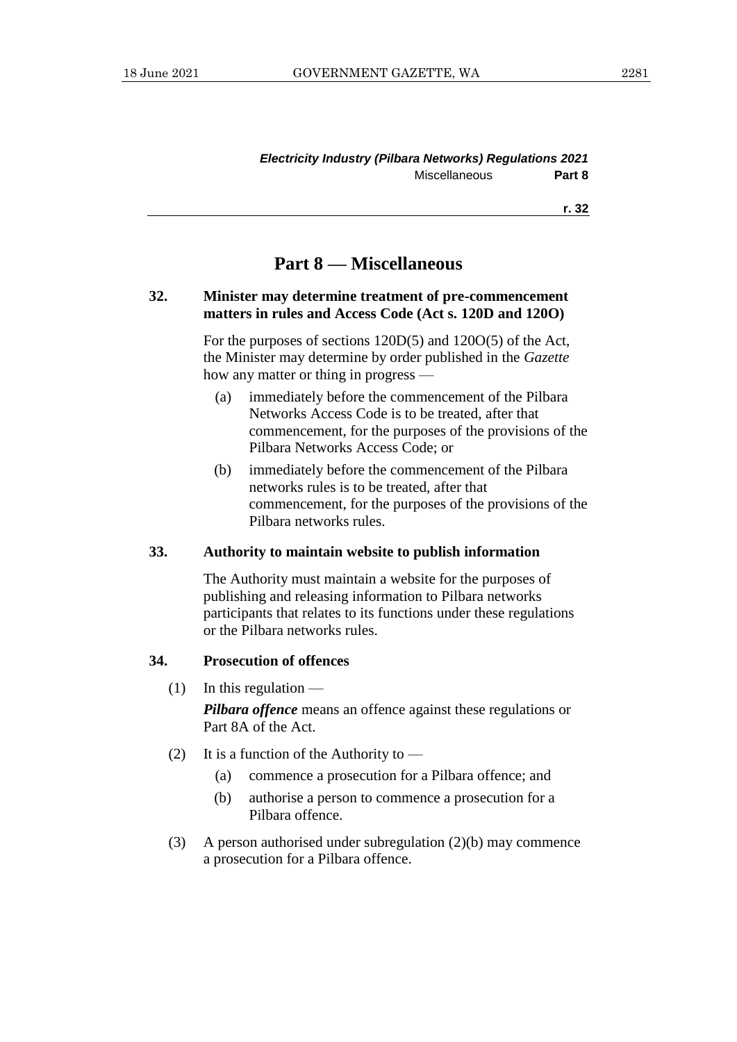# Part 8 — Miscellaneous

### 32. Minister may determine treatment of pre-commencement matters in rules and Access Code (Act s. 120D and 120O)

For the purposes of sections 120D(5) and 120O(5) of the Act, the Minister may determine by order published in the *Gazette* how any matter or thing in progress —

(a) immediately before the commencement of the Pilbara Networks Access Code is to be treated, after that commencement, for the purposes of the provisions of the Pilbara Networks Access Code; or

(b) immediately before the commencement of the Pilbara networks rules is to be treated, after that commencement, for the purposes of the provisions of the Pilbara networks rules.

### 33. Authority to maintain website to publish information

The Authority must maintain a website for the purposes of publishing and releasing information to Pilbara networks participants that relates to its functions under these regulations or the Pilbara networks rules.

### 34. Prosecution of offences

(1) In this regulation —

***Pilbara offence*** means an offence against these regulations or Part 8A of the Act.

(2) It is a function of the Authority to —

(a) commence a prosecution for a Pilbara offence; and

(b) authorise a person to commence a prosecution for a Pilbara offence.

(3) A person authorised under subregulation (2)(b) may commence a prosecution for a Pilbara offence.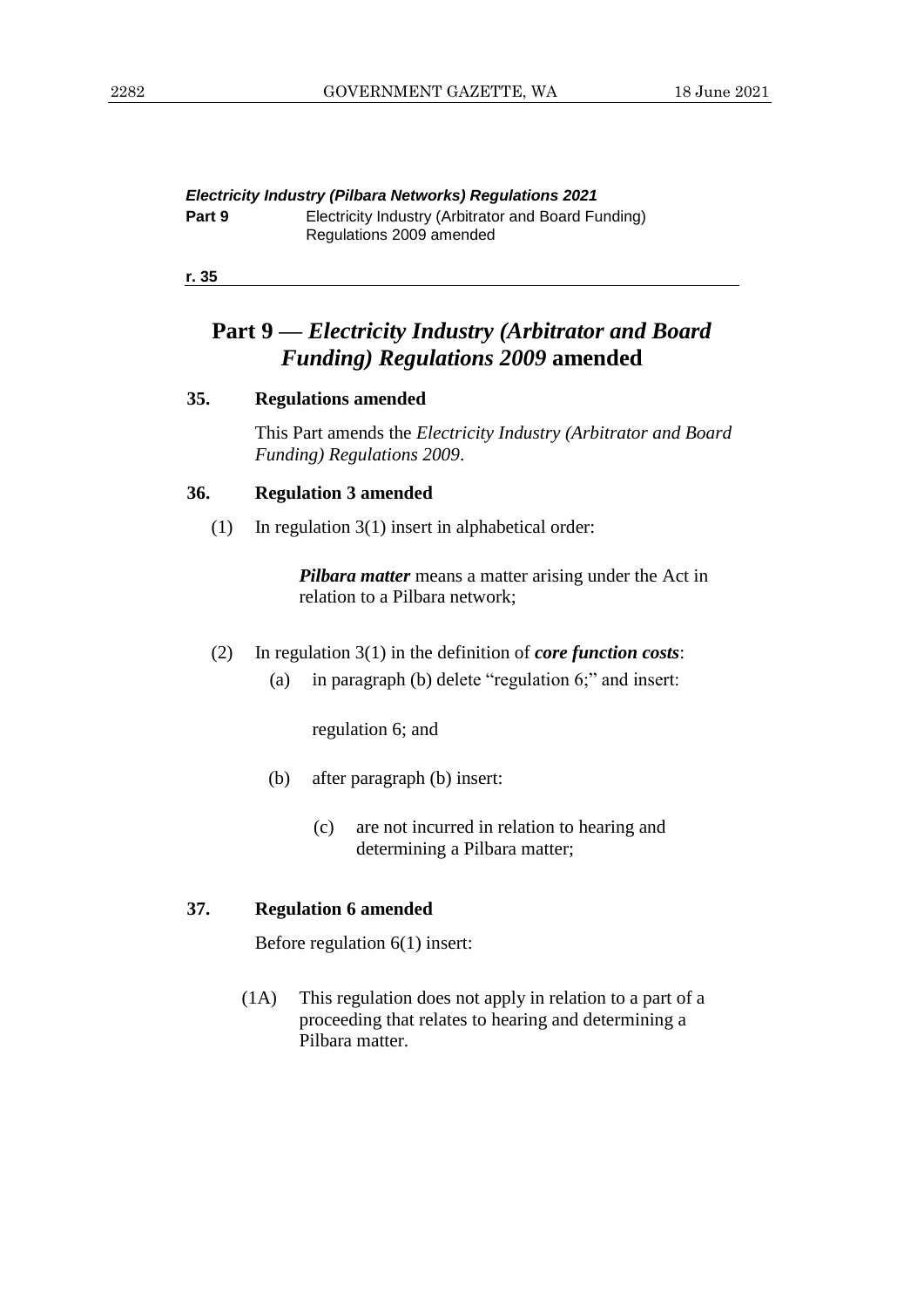# Part 9 — *Electricity Industry (Arbitrator and Board Funding) Regulations 2009* amended

## 35. Regulations amended

This Part amends the *Electricity Industry (Arbitrator and Board Funding) Regulations 2009*.

## 36. Regulation 3 amended

(1) In regulation 3(1) insert in alphabetical order:

> ***Pilbara matter*** means a matter arising under the Act in relation to a Pilbara network;

(2) In regulation 3(1) in the definition of ***core function costs***:

(a) in paragraph (b) delete "regulation 6;" and insert:

> regulation 6; and

(b) after paragraph (b) insert:

> (c) are not incurred in relation to hearing and determining a Pilbara matter;

## 37. Regulation 6 amended

Before regulation 6(1) insert:

> (1A) This regulation does not apply in relation to a part of a proceeding that relates to hearing and determining a Pilbara matter.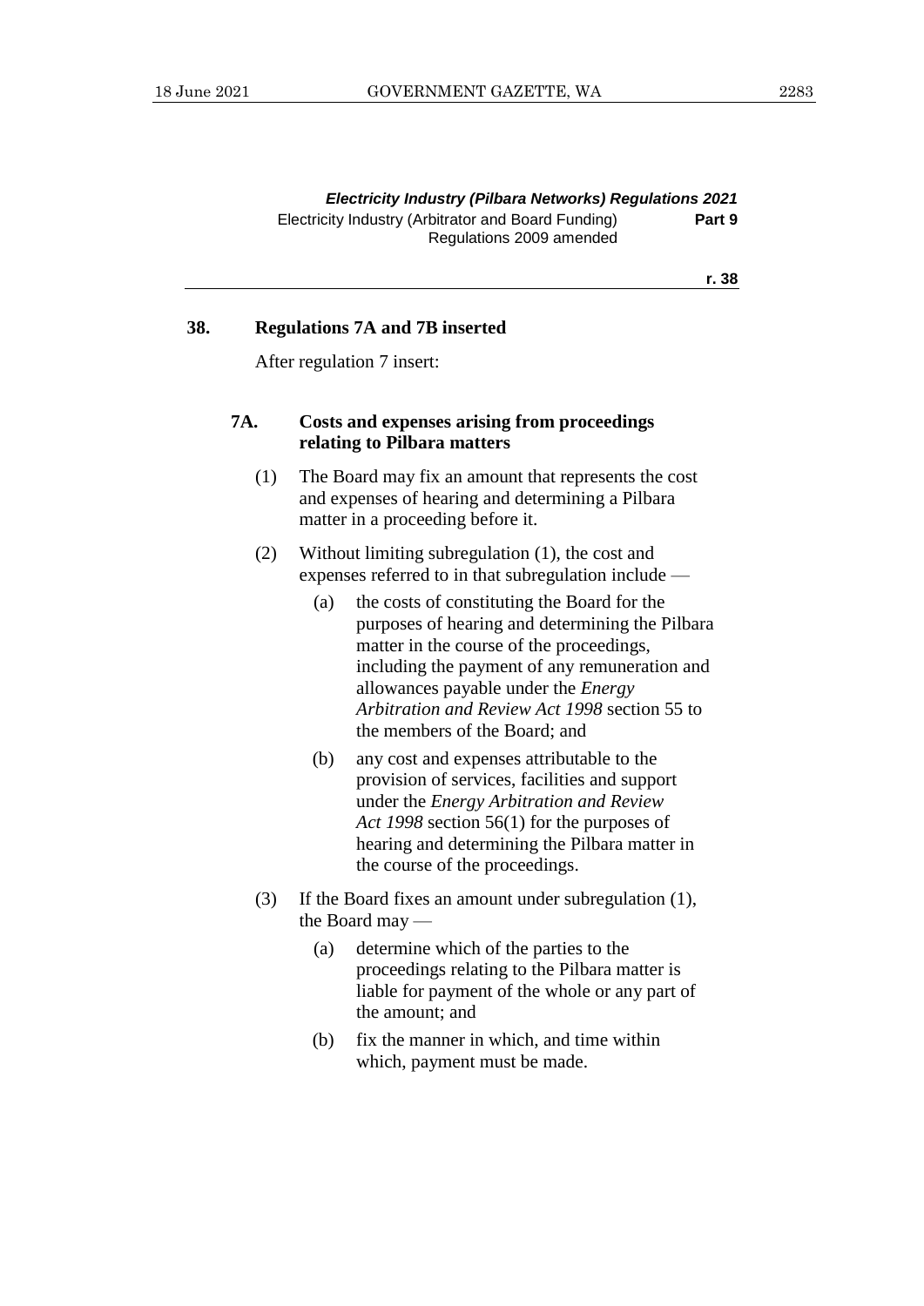### 38. Regulations 7A and 7B inserted

After regulation 7 insert:

#### 7A. Costs and expenses arising from proceedings relating to Pilbara matters

(1) The Board may fix an amount that represents the cost and expenses of hearing and determining a Pilbara matter in a proceeding before it.

(2) Without limiting subregulation (1), the cost and expenses referred to in that subregulation include —

- (a) the costs of constituting the Board for the purposes of hearing and determining the Pilbara matter in the course of the proceedings, including the payment of any remuneration and allowances payable under the *Energy Arbitration and Review Act 1998* section 55 to the members of the Board; and
- (b) any cost and expenses attributable to the provision of services, facilities and support under the *Energy Arbitration and Review Act 1998* section 56(1) for the purposes of hearing and determining the Pilbara matter in the course of the proceedings.

(3) If the Board fixes an amount under subregulation (1), the Board may —

- (a) determine which of the parties to the proceedings relating to the Pilbara matter is liable for payment of the whole or any part of the amount; and
- (b) fix the manner in which, and time within which, payment must be made.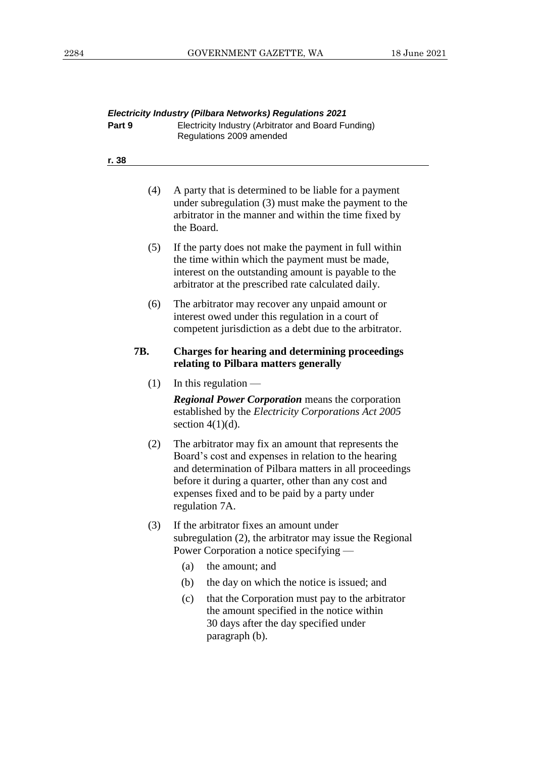(4) A party that is determined to be liable for a payment under subregulation (3) must make the payment to the arbitrator in the manner and within the time fixed by the Board.

(5) If the party does not make the payment in full within the time within which the payment must be made, interest on the outstanding amount is payable to the arbitrator at the prescribed rate calculated daily.

(6) The arbitrator may recover any unpaid amount or interest owed under this regulation in a court of competent jurisdiction as a debt due to the arbitrator.

**7B. Charges for hearing and determining proceedings relating to Pilbara matters generally**

(1) In this regulation —

***Regional Power Corporation*** means the corporation established by the *Electricity Corporations Act 2005* section 4(1)(d).

(2) The arbitrator may fix an amount that represents the Board's cost and expenses in relation to the hearing and determination of Pilbara matters in all proceedings before it during a quarter, other than any cost and expenses fixed and to be paid by a party under regulation 7A.

(3) If the arbitrator fixes an amount under subregulation (2), the arbitrator may issue the Regional Power Corporation a notice specifying —

(a) the amount; and

(b) the day on which the notice is issued; and

(c) that the Corporation must pay to the arbitrator the amount specified in the notice within 30 days after the day specified under paragraph (b).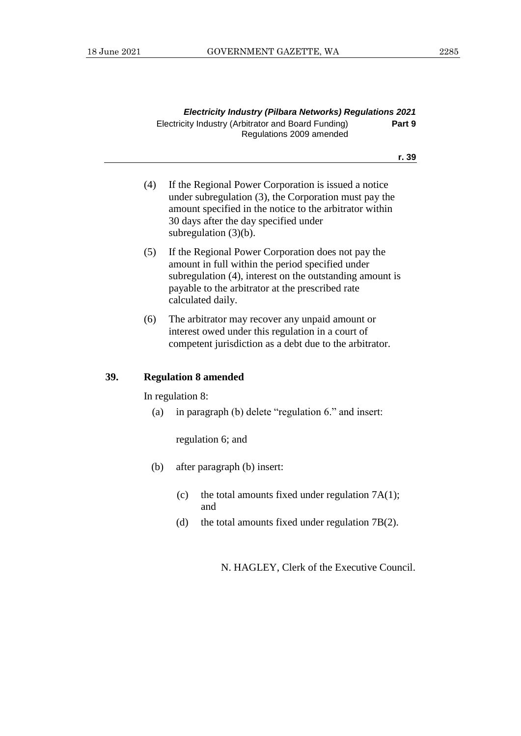(4) If the Regional Power Corporation is issued a notice under subregulation (3), the Corporation must pay the amount specified in the notice to the arbitrator within 30 days after the day specified under subregulation (3)(b).

(5) If the Regional Power Corporation does not pay the amount in full within the period specified under subregulation (4), interest on the outstanding amount is payable to the arbitrator at the prescribed rate calculated daily.

(6) The arbitrator may recover any unpaid amount or interest owed under this regulation in a court of competent jurisdiction as a debt due to the arbitrator.

### 39. Regulation 8 amended

In regulation 8:

(a) in paragraph (b) delete "regulation 6." and insert:

regulation 6; and

(b) after paragraph (b) insert:

(c) the total amounts fixed under regulation 7A(1); and

(d) the total amounts fixed under regulation 7B(2).

N. HAGLEY, Clerk of the Executive Council.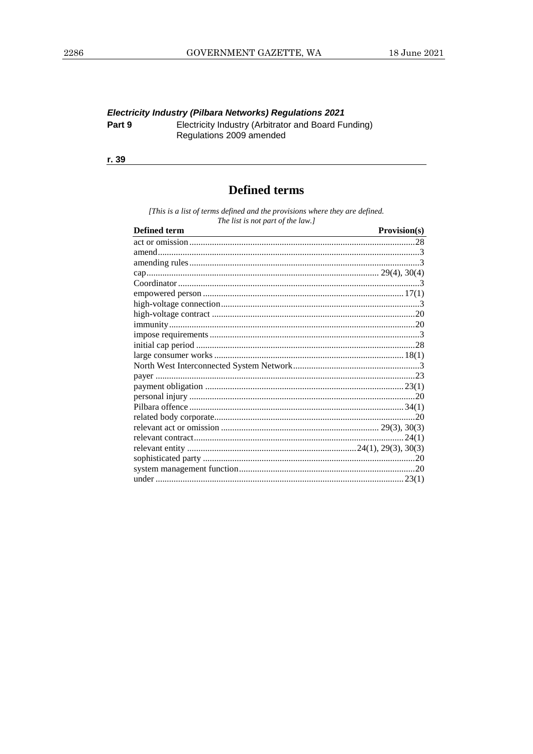*Electricity Industry (Pilbara Networks) Regulations 2021*

**Part 9** Electricity Industry (Arbitrator and Board Funding) Regulations 2009 amended

**r. 39**

## Defined terms

*[This is a list of terms defined and the provisions where they are defined. The list is not part of the law.]*

| Defined term | Provision(s) |
|---|---|
| act or omission | 28 |
| amend | 3 |
| amending rules | 3 |
| cap | 29(4), 30(4) |
| Coordinator | 3 |
| empowered person | 17(1) |
| high-voltage connection | 3 |
| high-voltage contract | 20 |
| immunity | 20 |
| impose requirements | 3 |
| initial cap period | 28 |
| large consumer works | 18(1) |
| North West Interconnected System Network | 3 |
| payer | 23 |
| payment obligation | 23(1) |
| personal injury | 20 |
| Pilbara offence | 34(1) |
| related body corporate | 20 |
| relevant act or omission | 29(3), 30(3) |
| relevant contract | 24(1) |
| relevant entity | 24(1), 29(3), 30(3) |
| sophisticated party | 20 |
| system management function | 20 |
| under | 23(1) |